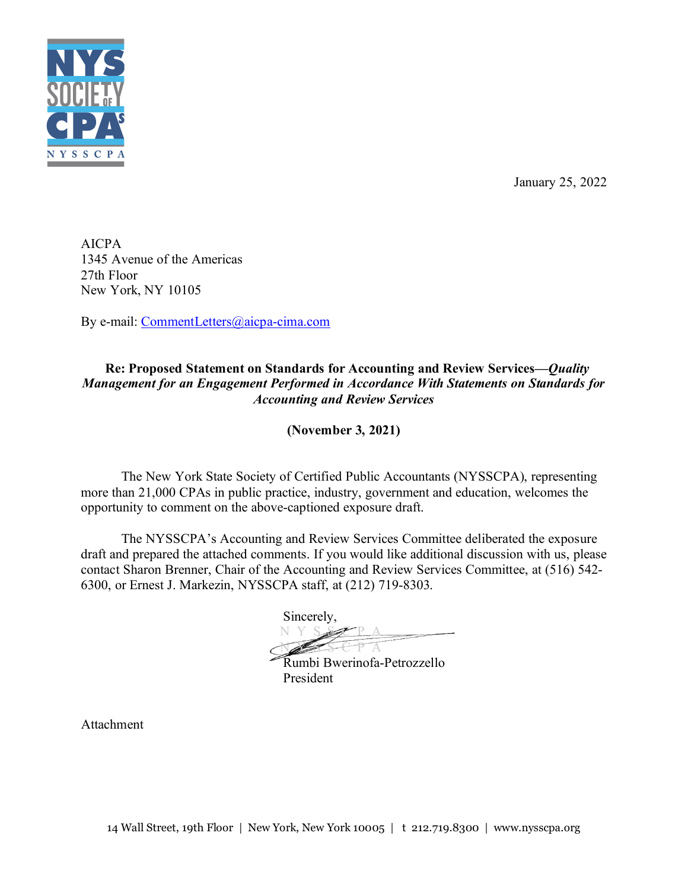January 25, 2022

AICPA
1345 Avenue of the Americas
27th Floor
New York, NY 10105

By e-mail: CommentLetters@aicpa-cima.com

**Re: Proposed Statement on Standards for Accounting and Review Services—*Quality Management for an Engagement Performed in Accordance With Statements on Standards for Accounting and Review Services***

**(November 3, 2021)**

The New York State Society of Certified Public Accountants (NYSSCPA), representing more than 21,000 CPAs in public practice, industry, government and education, welcomes the opportunity to comment on the above-captioned exposure draft.

The NYSSCPA's Accounting and Review Services Committee deliberated the exposure draft and prepared the attached comments. If you would like additional discussion with us, please contact Sharon Brenner, Chair of the Accounting and Review Services Committee, at (516) 542-6300, or Ernest J. Markezin, NYSSCPA staff, at (212) 719-8303.

Sincerely,

Rumbi Bwerinofa-Petrozzello
President

Attachment

14 Wall Street, 19th Floor | New York, New York 10005 | t 212.719.8300 | www.nysscpa.org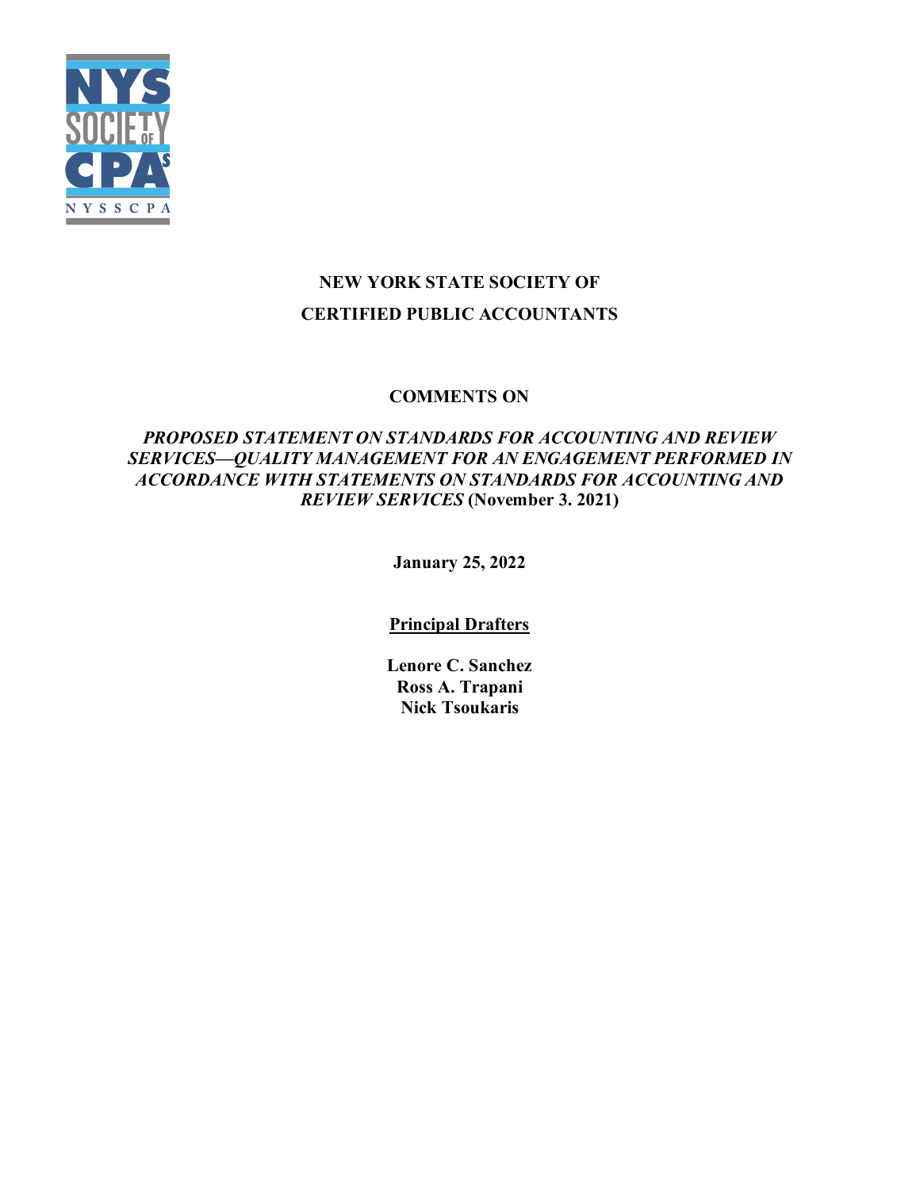# NEW YORK STATE SOCIETY OF CERTIFIED PUBLIC ACCOUNTANTS

## COMMENTS ON

***PROPOSED STATEMENT ON STANDARDS FOR ACCOUNTING AND REVIEW SERVICES—QUALITY MANAGEMENT FOR AN ENGAGEMENT PERFORMED IN ACCORDANCE WITH STATEMENTS ON STANDARDS FOR ACCOUNTING AND REVIEW SERVICES* (November 3. 2021)**

**January 25, 2022**

**<u>Principal Drafters</u>**

**Lenore C. Sanchez**
**Ross A. Trapani**
**Nick Tsoukaris**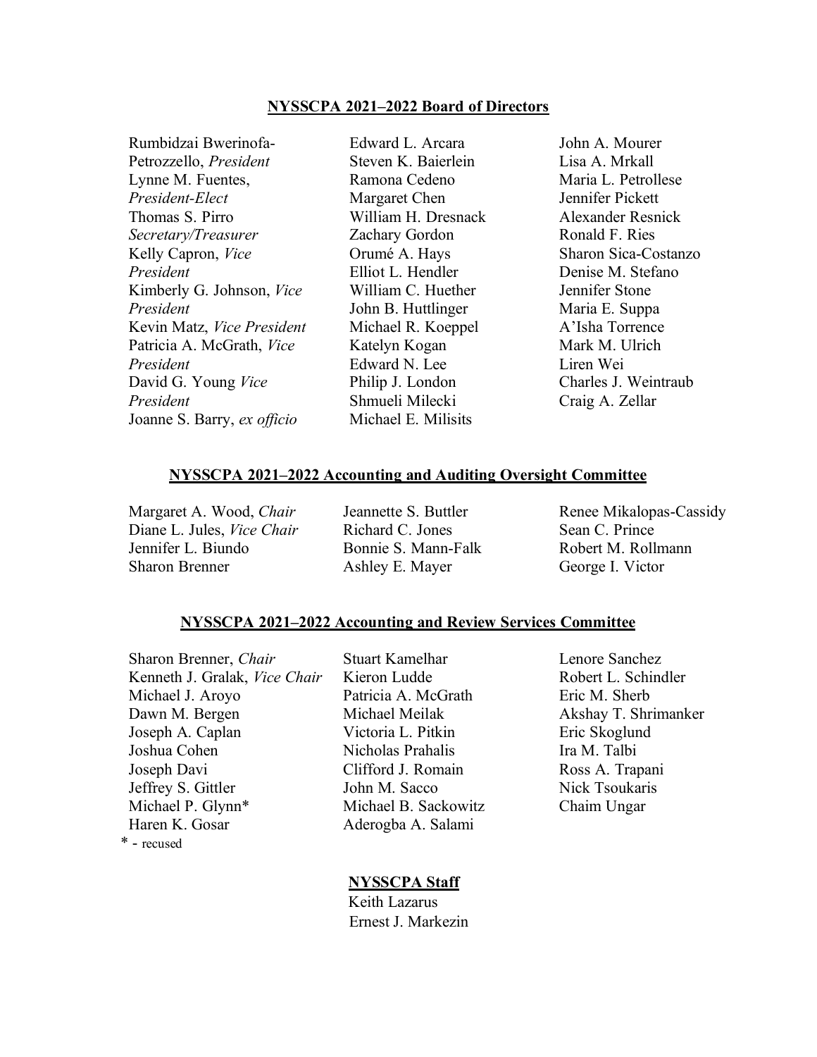**NYSSCPA 2021–2022 Board of Directors**

Rumbidzai Bwerinofa-Petrozzello, *President*
Lynne M. Fuentes, *President-Elect*
Thomas S. Pirro *Secretary/Treasurer*
Kelly Capron, *Vice President*
Kimberly G. Johnson, *Vice President*
Kevin Matz, *Vice President*
Patricia A. McGrath, *Vice President*
David G. Young *Vice President*
Joanne S. Barry, *ex officio*

Edward L. Arcara
Steven K. Baierlein
Ramona Cedeno
Margaret Chen
William H. Dresnack
Zachary Gordon
Orumé A. Hays
Elliot L. Hendler
William C. Huether
John B. Huttlinger
Michael R. Koeppel
Katelyn Kogan
Edward N. Lee
Philip J. London
Shmueli Milecki
Michael E. Milisits

John A. Mourer
Lisa A. Mrkall
Maria L. Petrollese
Jennifer Pickett
Alexander Resnick
Ronald F. Ries
Sharon Sica-Costanzo
Denise M. Stefano
Jennifer Stone
Maria E. Suppa
A'Isha Torrence
Mark M. Ulrich
Liren Wei
Charles J. Weintraub
Craig A. Zellar

**NYSSCPA 2021–2022 Accounting and Auditing Oversight Committee**

Margaret A. Wood, *Chair*
Diane L. Jules, *Vice Chair*
Jennifer L. Biundo
Sharon Brenner

Jeannette S. Buttler
Richard C. Jones
Bonnie S. Mann-Falk
Ashley E. Mayer

Renee Mikalopas-Cassidy
Sean C. Prince
Robert M. Rollmann
George I. Victor

**NYSSCPA 2021–2022 Accounting and Review Services Committee**

Sharon Brenner, *Chair*
Kenneth J. Gralak, *Vice Chair*
Michael J. Aroyo
Dawn M. Bergen
Joseph A. Caplan
Joshua Cohen
Joseph Davi
Jeffrey S. Gittler
Michael P. Glynn*
Haren K. Gosar

Stuart Kamelhar
Kieron Ludde
Patricia A. McGrath
Michael Meilak
Victoria L. Pitkin
Nicholas Prahalis
Clifford J. Romain
John M. Sacco
Michael B. Sackowitz
Aderogba A. Salami

Lenore Sanchez
Robert L. Schindler
Eric M. Sherb
Akshay T. Shrimanker
Eric Skoglund
Ira M. Talbi
Ross A. Trapani
Nick Tsoukaris
Chaim Ungar

\* - recused

**NYSSCPA Staff**

Keith Lazarus
Ernest J. Markezin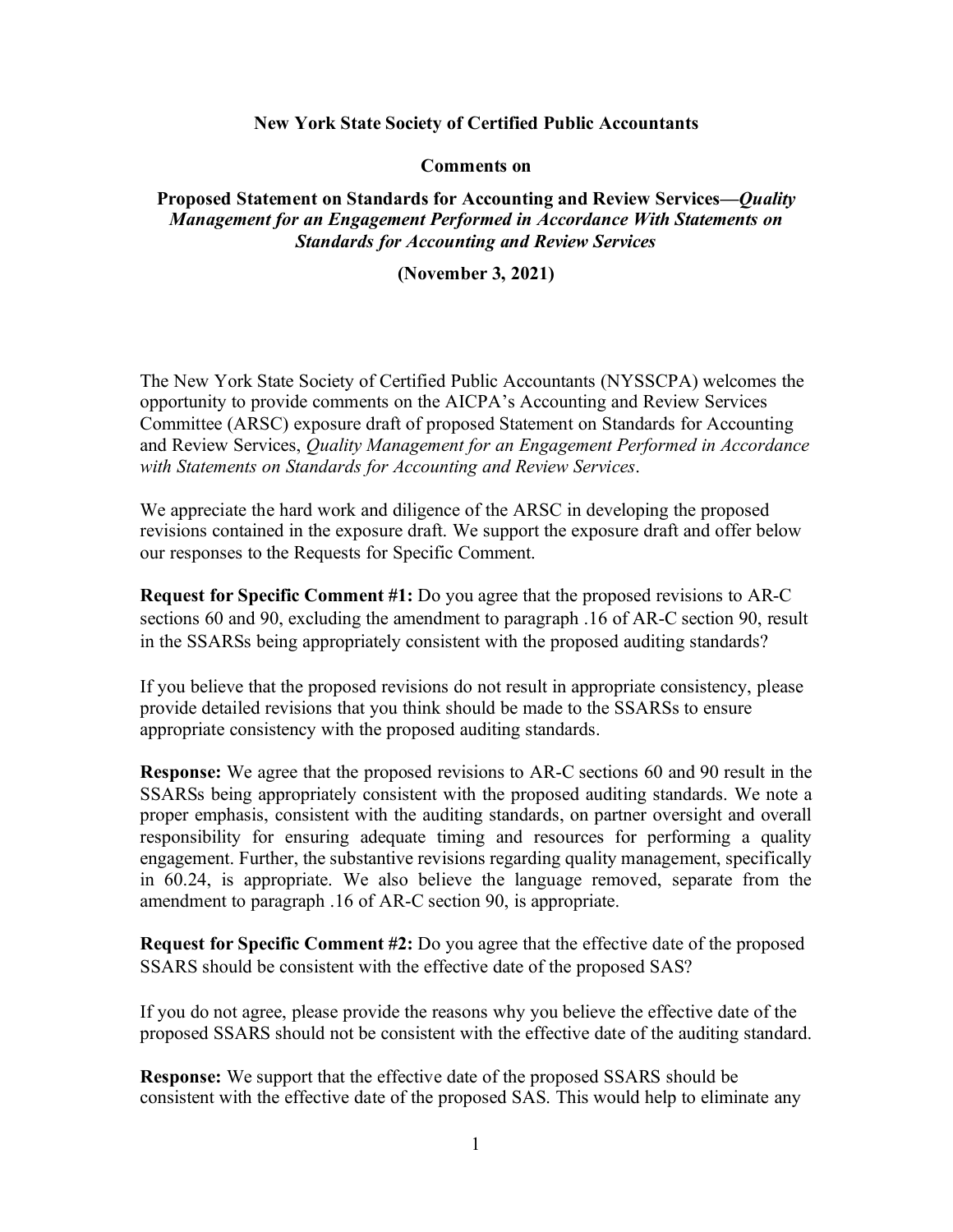**New York State Society of Certified Public Accountants**

**Comments on**

**Proposed Statement on Standards for Accounting and Review Services—*Quality Management for an Engagement Performed in Accordance With Statements on Standards for Accounting and Review Services***

**(November 3, 2021)**

The New York State Society of Certified Public Accountants (NYSSCPA) welcomes the opportunity to provide comments on the AICPA's Accounting and Review Services Committee (ARSC) exposure draft of proposed Statement on Standards for Accounting and Review Services, *Quality Management for an Engagement Performed in Accordance with Statements on Standards for Accounting and Review Services*.

We appreciate the hard work and diligence of the ARSC in developing the proposed revisions contained in the exposure draft. We support the exposure draft and offer below our responses to the Requests for Specific Comment.

**Request for Specific Comment #1:** Do you agree that the proposed revisions to AR-C sections 60 and 90, excluding the amendment to paragraph .16 of AR-C section 90, result in the SSARSs being appropriately consistent with the proposed auditing standards?

If you believe that the proposed revisions do not result in appropriate consistency, please provide detailed revisions that you think should be made to the SSARSs to ensure appropriate consistency with the proposed auditing standards.

**Response:** We agree that the proposed revisions to AR-C sections 60 and 90 result in the SSARSs being appropriately consistent with the proposed auditing standards. We note a proper emphasis, consistent with the auditing standards, on partner oversight and overall responsibility for ensuring adequate timing and resources for performing a quality engagement. Further, the substantive revisions regarding quality management, specifically in 60.24, is appropriate. We also believe the language removed, separate from the amendment to paragraph .16 of AR-C section 90, is appropriate.

**Request for Specific Comment #2:** Do you agree that the effective date of the proposed SSARS should be consistent with the effective date of the proposed SAS?

If you do not agree, please provide the reasons why you believe the effective date of the proposed SSARS should not be consistent with the effective date of the auditing standard.

**Response:** We support that the effective date of the proposed SSARS should be consistent with the effective date of the proposed SAS. This would help to eliminate any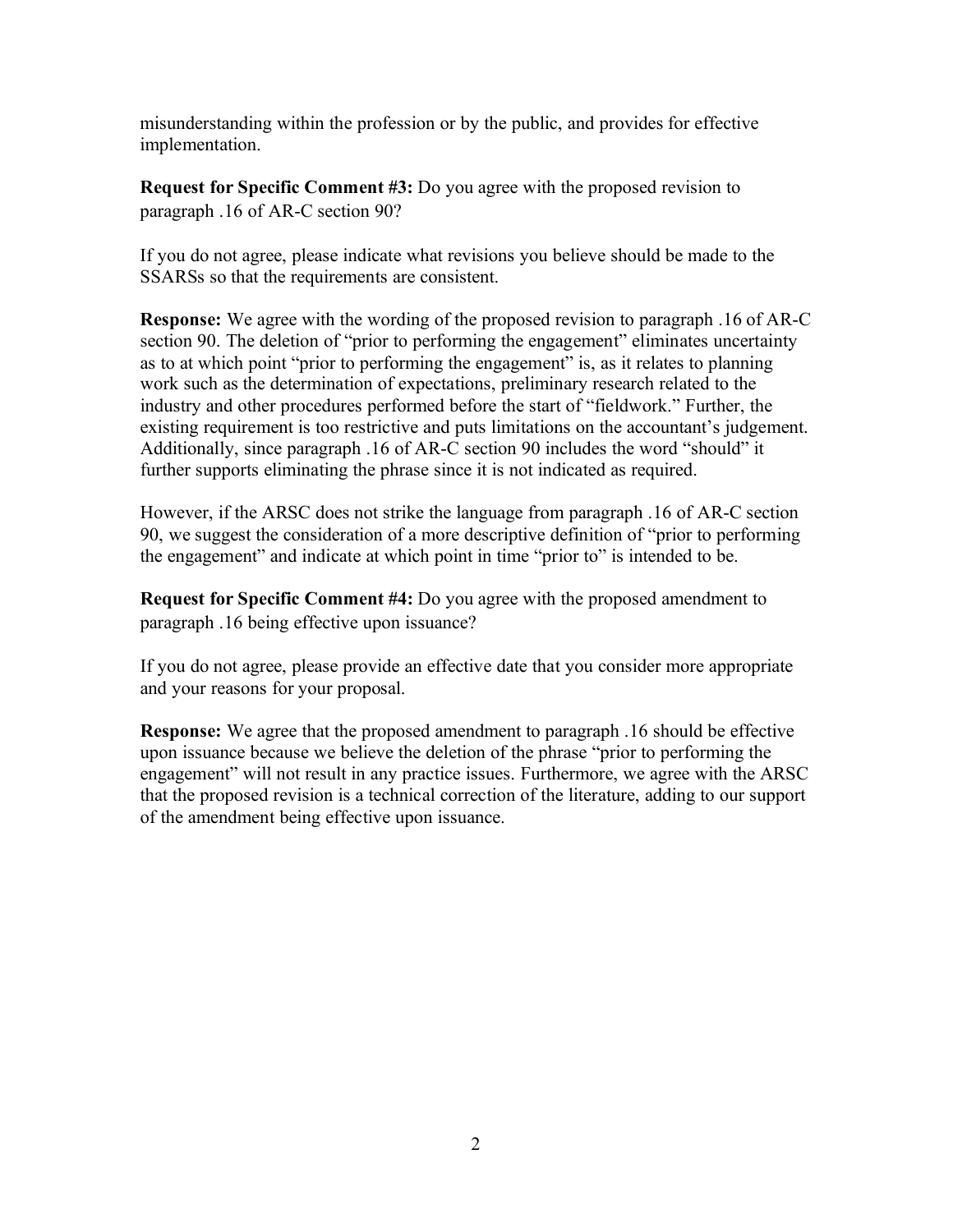misunderstanding within the profession or by the public, and provides for effective implementation.

**Request for Specific Comment #3:** Do you agree with the proposed revision to paragraph .16 of AR-C section 90?

If you do not agree, please indicate what revisions you believe should be made to the SSARSs so that the requirements are consistent.

**Response:** We agree with the wording of the proposed revision to paragraph .16 of AR-C section 90. The deletion of "prior to performing the engagement" eliminates uncertainty as to at which point "prior to performing the engagement" is, as it relates to planning work such as the determination of expectations, preliminary research related to the industry and other procedures performed before the start of "fieldwork." Further, the existing requirement is too restrictive and puts limitations on the accountant's judgement. Additionally, since paragraph .16 of AR-C section 90 includes the word "should" it further supports eliminating the phrase since it is not indicated as required.

However, if the ARSC does not strike the language from paragraph .16 of AR-C section 90, we suggest the consideration of a more descriptive definition of "prior to performing the engagement" and indicate at which point in time "prior to" is intended to be.

**Request for Specific Comment #4:** Do you agree with the proposed amendment to paragraph .16 being effective upon issuance?

If you do not agree, please provide an effective date that you consider more appropriate and your reasons for your proposal.

**Response:** We agree that the proposed amendment to paragraph .16 should be effective upon issuance because we believe the deletion of the phrase "prior to performing the engagement" will not result in any practice issues. Furthermore, we agree with the ARSC that the proposed revision is a technical correction of the literature, adding to our support of the amendment being effective upon issuance.